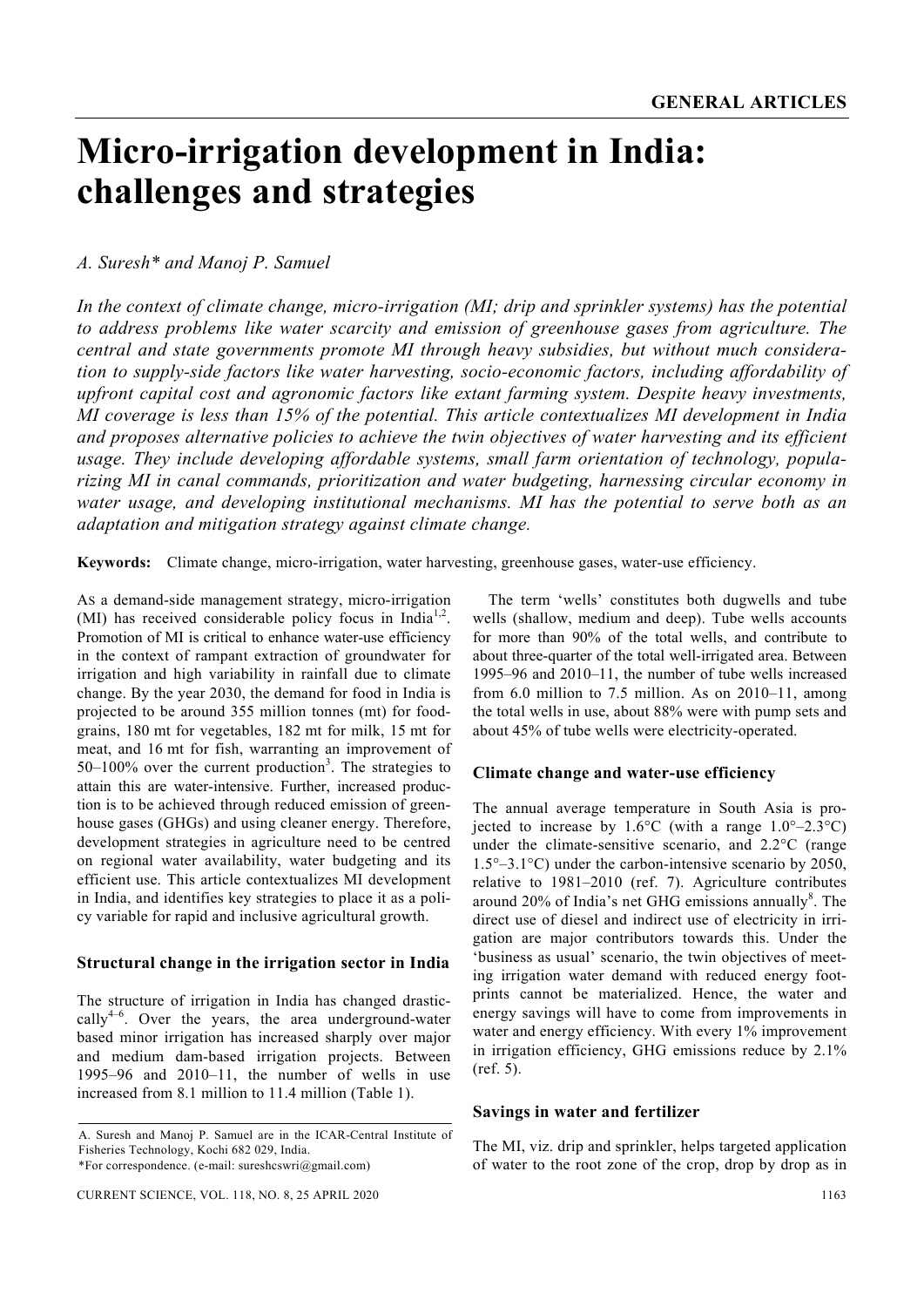GENERAL ARTICLES

# Micro-irrigation development in India: challenges and strategies

*A. Suresh\* and Manoj P. Samuel*

*In the context of climate change, micro-irrigation (MI; drip and sprinkler systems) has the potential to address problems like water scarcity and emission of greenhouse gases from agriculture. The central and state governments promote MI through heavy subsidies, but without much consideration to supply-side factors like water harvesting, socio-economic factors, including affordability of upfront capital cost and agronomic factors like extant farming system. Despite heavy investments, MI coverage is less than 15% of the potential. This article contextualizes MI development in India and proposes alternative policies to achieve the twin objectives of water harvesting and its efficient usage. They include developing affordable systems, small farm orientation of technology, popularizing MI in canal commands, prioritization and water budgeting, harnessing circular economy in water usage, and developing institutional mechanisms. MI has the potential to serve both as an adaptation and mitigation strategy against climate change.*

**Keywords:** Climate change, micro-irrigation, water harvesting, greenhouse gases, water-use efficiency.

AS a demand-side management strategy, micro-irrigation (MI) has received considerable policy focus in India[1,2]. Promotion of MI is critical to enhance water-use efficiency in the context of rampant extraction of groundwater for irrigation and high variability in rainfall due to climate change. By the year 2030, the demand for food in India is projected to be around 355 million tonnes (mt) for food-grains, 180 mt for vegetables, 182 mt for milk, 15 mt for meat, and 16 mt for fish, warranting an improvement of 50–100% over the current production[3]. The strategies to attain this are water-intensive. Further, increased production is to be achieved through reduced emission of greenhouse gases (GHGs) and using cleaner energy. Therefore, development strategies in agriculture need to be centred on regional water availability, water budgeting and its efficient use. This article contextualizes MI development in India, and identifies key strategies to place it as a policy variable for rapid and inclusive agricultural growth.

## Structural change in the irrigation sector in India

The structure of irrigation in India has changed drastically[4–6]. Over the years, the area underground-water based minor irrigation has increased sharply over major and medium dam-based irrigation projects. Between 1995–96 and 2010–11, the number of wells in use increased from 8.1 million to 11.4 million (Table 1).

The term 'wells' constitutes both dugwells and tube wells (shallow, medium and deep). Tube wells accounts for more than 90% of the total wells, and contribute to about three-quarter of the total well-irrigated area. Between 1995–96 and 2010–11, the number of tube wells increased from 6.0 million to 7.5 million. As on 2010–11, among the total wells in use, about 88% were with pump sets and about 45% of tube wells were electricity-operated.

## Climate change and water-use efficiency

The annual average temperature in South Asia is projected to increase by 1.6°C (with a range 1.0°–2.3°C) under the climate-sensitive scenario, and 2.2°C (range 1.5°–3.1°C) under the carbon-intensive scenario by 2050, relative to 1981–2010 (ref. 7). Agriculture contributes around 20% of India's net GHG emissions annually[8]. The direct use of diesel and indirect use of electricity in irrigation are major contributors towards this. Under the 'business as usual' scenario, the twin objectives of meeting irrigation water demand with reduced energy footprints cannot be materialized. Hence, the water and energy savings will have to come from improvements in water and energy efficiency. With every 1% improvement in irrigation efficiency, GHG emissions reduce by 2.1% (ref. 5).

## Savings in water and fertilizer

The MI, viz. drip and sprinkler, helps targeted application of water to the root zone of the crop, drop by drop as in

A. Suresh and Manoj P. Samuel are in the ICAR-Central Institute of Fisheries Technology, Kochi 682 029, India.
\*For correspondence. (e-mail: sureshcswri@gmail.com)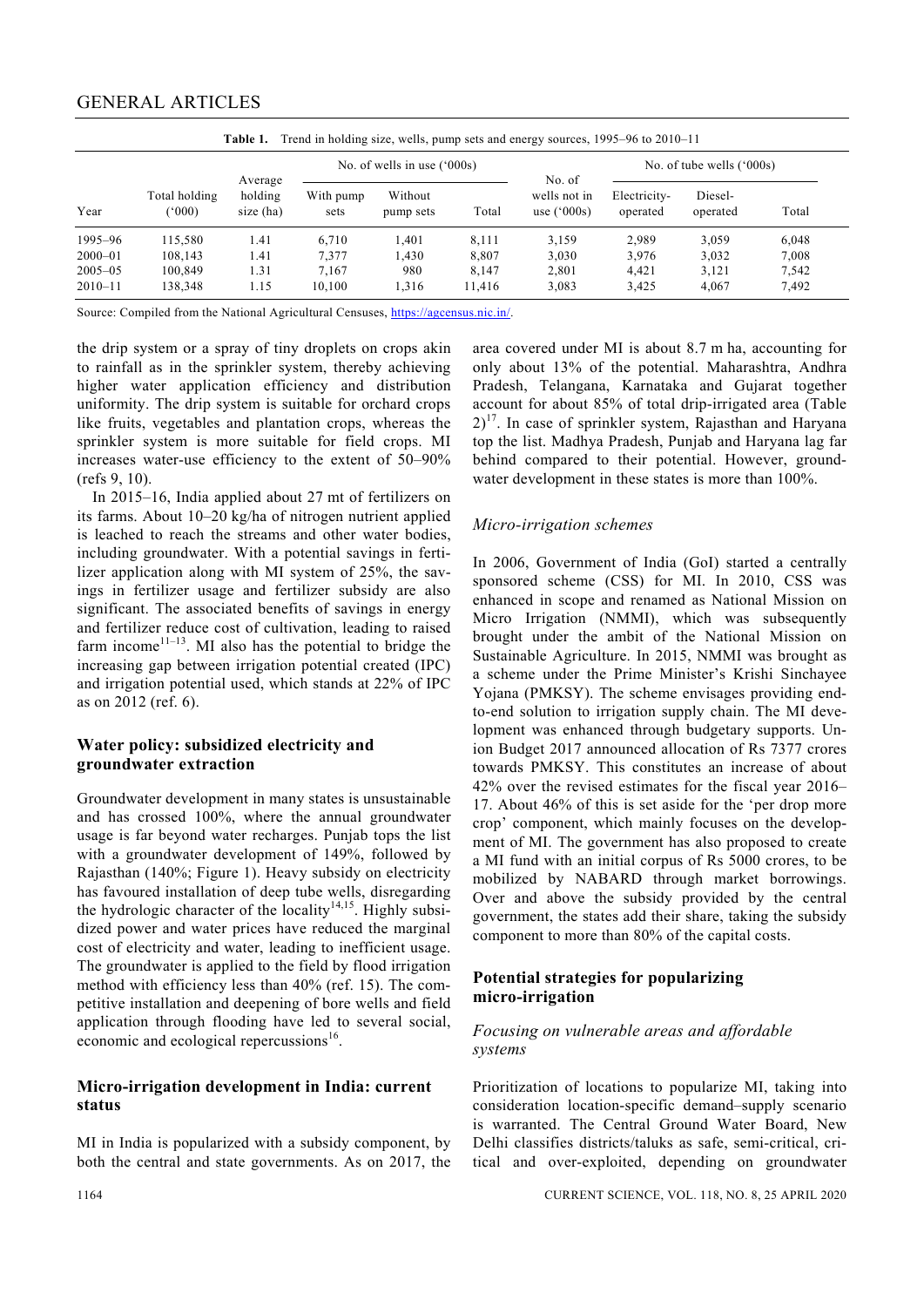**Table 1.** Trend in holding size, wells, pump sets and energy sources, 1995–96 to 2010–11

| Year | Total holding ('000) | Average holding size (ha) | No. of wells in use ('000s) | | | No. of wells not in use ('000s) | No. of tube wells ('000s) | | |
|---|---|---|---|---|---|---|---|---|---|
| | | | With pump sets | Without pump sets | Total | | Electricity-operated | Diesel-operated | Total |
| 1995–96 | 115,580 | 1.41 | 6,710 | 1,401 | 8,111 | 3,159 | 2,989 | 3,059 | 6,048 |
| 2000–01 | 108,143 | 1.41 | 7,377 | 1,430 | 8,807 | 3,030 | 3,976 | 3,032 | 7,008 |
| 2005–05 | 100,849 | 1.31 | 7,167 | 980 | 8,147 | 2,801 | 4,421 | 3,121 | 7,542 |
| 2010–11 | 138,348 | 1.15 | 10,100 | 1,316 | 11,416 | 3,083 | 3,425 | 4,067 | 7,492 |

Source: Compiled from the National Agricultural Censuses, https://agcensus.nic.in/.

the drip system or a spray of tiny droplets on crops akin to rainfall as in the sprinkler system, thereby achieving higher water application efficiency and distribution uniformity. The drip system is suitable for orchard crops like fruits, vegetables and plantation crops, whereas the sprinkler system is more suitable for field crops. MI increases water-use efficiency to the extent of 50–90% (refs 9, 10).

In 2015–16, India applied about 27 mt of fertilizers on its farms. About 10–20 kg/ha of nitrogen nutrient applied is leached to reach the streams and other water bodies, including groundwater. With a potential savings in fertilizer application along with MI system of 25%, the savings in fertilizer usage and fertilizer subsidy are also significant. The associated benefits of savings in energy and fertilizer reduce cost of cultivation, leading to raised farm income[11–13]. MI also has the potential to bridge the increasing gap between irrigation potential created (IPC) and irrigation potential used, which stands at 22% of IPC as on 2012 (ref. 6).

## Water policy: subsidized electricity and groundwater extraction

Groundwater development in many states is unsustainable and has crossed 100%, where the annual groundwater usage is far beyond water recharges. Punjab tops the list with a groundwater development of 149%, followed by Rajasthan (140%; Figure 1). Heavy subsidy on electricity has favoured installation of deep tube wells, disregarding the hydrologic character of the locality[14,15]. Highly subsidized power and water prices have reduced the marginal cost of electricity and water, leading to inefficient usage. The groundwater is applied to the field by flood irrigation method with efficiency less than 40% (ref. 15). The competitive installation and deepening of bore wells and field application through flooding have led to several social, economic and ecological repercussions[16].

## Micro-irrigation development in India: current status

MI in India is popularized with a subsidy component, by both the central and state governments. As on 2017, the area covered under MI is about 8.7 m ha, accounting for only about 13% of the potential. Maharashtra, Andhra Pradesh, Telangana, Karnataka and Gujarat together account for about 85% of total drip-irrigated area (Table 2)[17]. In case of sprinkler system, Rajasthan and Haryana top the list. Madhya Pradesh, Punjab and Haryana lag far behind compared to their potential. However, groundwater development in these states is more than 100%.

### *Micro-irrigation schemes*

In 2006, Government of India (GoI) started a centrally sponsored scheme (CSS) for MI. In 2010, CSS was enhanced in scope and renamed as National Mission on Micro Irrigation (NMMI), which was subsequently brought under the ambit of the National Mission on Sustainable Agriculture. In 2015, NMMI was brought as a scheme under the Prime Minister's Krishi Sinchayee Yojana (PMKSY). The scheme envisages providing end-to-end solution to irrigation supply chain. The MI development was enhanced through budgetary supports. Union Budget 2017 announced allocation of Rs 7377 crores towards PMKSY. This constitutes an increase of about 42% over the revised estimates for the fiscal year 2016–17. About 46% of this is set aside for the 'per drop more crop' component, which mainly focuses on the development of MI. The government has also proposed to create a MI fund with an initial corpus of Rs 5000 crores, to be mobilized by NABARD through market borrowings. Over and above the subsidy provided by the central government, the states add their share, taking the subsidy component to more than 80% of the capital costs.

## Potential strategies for popularizing micro-irrigation

### *Focusing on vulnerable areas and affordable systems*

Prioritization of locations to popularize MI, taking into consideration location-specific demand–supply scenario is warranted. The Central Ground Water Board, New Delhi classifies districts/taluks as safe, semi-critical, critical and over-exploited, depending on groundwater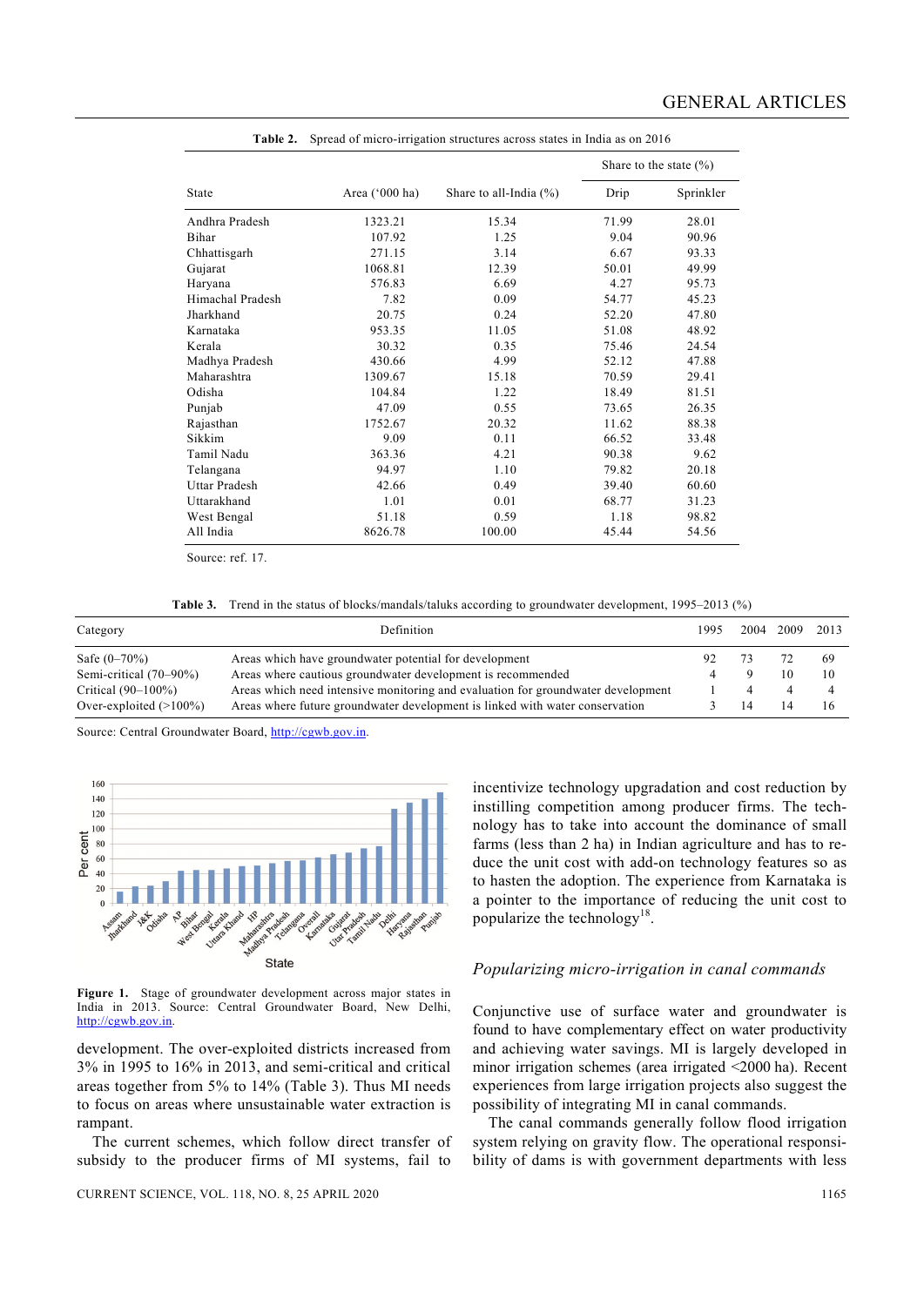**Table 2.** Spread of micro-irrigation structures across states in India as on 2016

| State | Area ('000 ha) | Share to all-India (%) | Share to the state (%) | |
|---|---|---|---|---|
| | | | Drip | Sprinkler |
| Andhra Pradesh | 1323.21 | 15.34 | 71.99 | 28.01 |
| Bihar | 107.92 | 1.25 | 9.04 | 90.96 |
| Chhattisgarh | 271.15 | 3.14 | 6.67 | 93.33 |
| Gujarat | 1068.81 | 12.39 | 50.01 | 49.99 |
| Haryana | 576.83 | 6.69 | 4.27 | 95.73 |
| Himachal Pradesh | 7.82 | 0.09 | 54.77 | 45.23 |
| Jharkhand | 20.75 | 0.24 | 52.20 | 47.80 |
| Karnataka | 953.35 | 11.05 | 51.08 | 48.92 |
| Kerala | 30.32 | 0.35 | 75.46 | 24.54 |
| Madhya Pradesh | 430.66 | 4.99 | 52.12 | 47.88 |
| Maharashtra | 1309.67 | 15.18 | 70.59 | 29.41 |
| Odisha | 104.84 | 1.22 | 18.49 | 81.51 |
| Punjab | 47.09 | 0.55 | 73.65 | 26.35 |
| Rajasthan | 1752.67 | 20.32 | 11.62 | 88.38 |
| Sikkim | 9.09 | 0.11 | 66.52 | 33.48 |
| Tamil Nadu | 363.36 | 4.21 | 90.38 | 9.62 |
| Telangana | 94.97 | 1.10 | 79.82 | 20.18 |
| Uttar Pradesh | 42.66 | 0.49 | 39.40 | 60.60 |
| Uttarakhand | 1.01 | 0.01 | 68.77 | 31.23 |
| West Bengal | 51.18 | 0.59 | 1.18 | 98.82 |
| All India | 8626.78 | 100.00 | 45.44 | 54.56 |

Source: ref. 17.

**Table 3.** Trend in the status of blocks/mandals/taluks according to groundwater development, 1995–2013 (%)

| Category | Definition | 1995 | 2004 | 2009 | 2013 |
|---|---|---|---|---|---|
| Safe (0–70%) | Areas which have groundwater potential for development | 92 | 73 | 72 | 69 |
| Semi-critical (70–90%) | Areas where cautious groundwater development is recommended | 4 | 9 | 10 | 10 |
| Critical (90–100%) | Areas which need intensive monitoring and evaluation for groundwater development | 1 | 4 | 4 | 4 |
| Over-exploited (>100%) | Areas where future groundwater development is linked with water conservation | 3 | 14 | 14 | 16 |

Source: Central Groundwater Board, http://cgwb.gov.in.

**Figure 1.** Stage of groundwater development across major states in India in 2013. Source: Central Groundwater Board, New Delhi, http://cgwb.gov.in.

development. The over-exploited districts increased from 3% in 1995 to 16% in 2013, and semi-critical and critical areas together from 5% to 14% (Table 3). Thus MI needs to focus on areas where unsustainable water extraction is rampant.

The current schemes, which follow direct transfer of subsidy to the producer firms of MI systems, fail to incentivize technology upgradation and cost reduction by instilling competition among producer firms. The technology has to take into account the dominance of small farms (less than 2 ha) in Indian agriculture and has to reduce the unit cost with add-on technology features so as to hasten the adoption. The experience from Karnataka is a pointer to the importance of reducing the unit cost to popularize the technology[18].

### *Popularizing micro-irrigation in canal commands*

Conjunctive use of surface water and groundwater is found to have complementary effect on water productivity and achieving water savings. MI is largely developed in minor irrigation schemes (area irrigated <2000 ha). Recent experiences from large irrigation projects also suggest the possibility of integrating MI in canal commands.

The canal commands generally follow flood irrigation system relying on gravity flow. The operational responsibility of dams is with government departments with less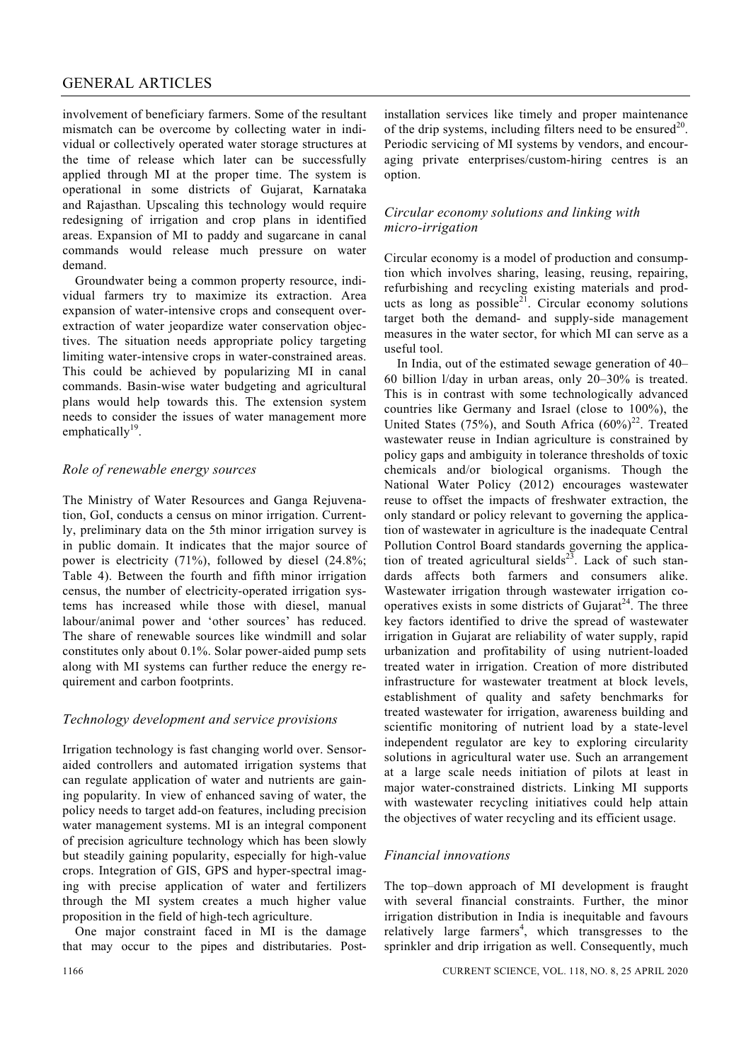involvement of beneficiary farmers. Some of the resultant mismatch can be overcome by collecting water in individual or collectively operated water storage structures at the time of release which later can be successfully applied through MI at the proper time. The system is operational in some districts of Gujarat, Karnataka and Rajasthan. Upscaling this technology would require redesigning of irrigation and crop plans in identified areas. Expansion of MI to paddy and sugarcane in canal commands would release much pressure on water demand.

Groundwater being a common property resource, individual farmers try to maximize its extraction. Area expansion of water-intensive crops and consequent over-extraction of water jeopardize water conservation objectives. The situation needs appropriate policy targeting limiting water-intensive crops in water-constrained areas. This could be achieved by popularizing MI in canal commands. Basin-wise water budgeting and agricultural plans would help towards this. The extension system needs to consider the issues of water management more emphatically[19].

### *Role of renewable energy sources*

The Ministry of Water Resources and Ganga Rejuvenation, GoI, conducts a census on minor irrigation. Currently, preliminary data on the 5th minor irrigation survey is in public domain. It indicates that the major source of power is electricity (71%), followed by diesel (24.8%; Table 4). Between the fourth and fifth minor irrigation census, the number of electricity-operated irrigation systems has increased while those with diesel, manual labour/animal power and 'other sources' has reduced. The share of renewable sources like windmill and solar constitutes only about 0.1%. Solar power-aided pump sets along with MI systems can further reduce the energy requirement and carbon footprints.

### *Technology development and service provisions*

Irrigation technology is fast changing world over. Sensor-aided controllers and automated irrigation systems that can regulate application of water and nutrients are gaining popularity. In view of enhanced saving of water, the policy needs to target add-on features, including precision water management systems. MI is an integral component of precision agriculture technology which has been slowly but steadily gaining popularity, especially for high-value crops. Integration of GIS, GPS and hyper-spectral imaging with precise application of water and fertilizers through the MI system creates a much higher value proposition in the field of high-tech agriculture.

One major constraint faced in MI is the damage that may occur to the pipes and distributaries. Post-installation services like timely and proper maintenance of the drip systems, including filters need to be ensured[20]. Periodic servicing of MI systems by vendors, and encouraging private enterprises/custom-hiring centres is an option.

### *Circular economy solutions and linking with micro-irrigation*

Circular economy is a model of production and consumption which involves sharing, leasing, reusing, repairing, refurbishing and recycling existing materials and products as long as possible[21]. Circular economy solutions target both the demand- and supply-side management measures in the water sector, for which MI can serve as a useful tool.

In India, out of the estimated sewage generation of 40–60 billion l/day in urban areas, only 20–30% is treated. This is in contrast with some technologically advanced countries like Germany and Israel (close to 100%), the United States (75%), and South Africa (60%)[22]. Treated wastewater reuse in Indian agriculture is constrained by policy gaps and ambiguity in tolerance thresholds of toxic chemicals and/or biological organisms. Though the National Water Policy (2012) encourages wastewater reuse to offset the impacts of freshwater extraction, the only standard or policy relevant to governing the application of wastewater in agriculture is the inadequate Central Pollution Control Board standards governing the application of treated agricultural sields[23]. Lack of such standards affects both farmers and consumers alike. Wastewater irrigation through wastewater irrigation co-operatives exists in some districts of Gujarat[24]. The three key factors identified to drive the spread of wastewater irrigation in Gujarat are reliability of water supply, rapid urbanization and profitability of using nutrient-loaded treated water in irrigation. Creation of more distributed infrastructure for wastewater treatment at block levels, establishment of quality and safety benchmarks for treated wastewater for irrigation, awareness building and scientific monitoring of nutrient load by a state-level independent regulator are key to exploring circularity solutions in agricultural water use. Such an arrangement at a large scale needs initiation of pilots at least in major water-constrained districts. Linking MI supports with wastewater recycling initiatives could help attain the objectives of water recycling and its efficient usage.

### *Financial innovations*

The top–down approach of MI development is fraught with several financial constraints. Further, the minor irrigation distribution in India is inequitable and favours relatively large farmers[4], which transgresses to the sprinkler and drip irrigation as well. Consequently, much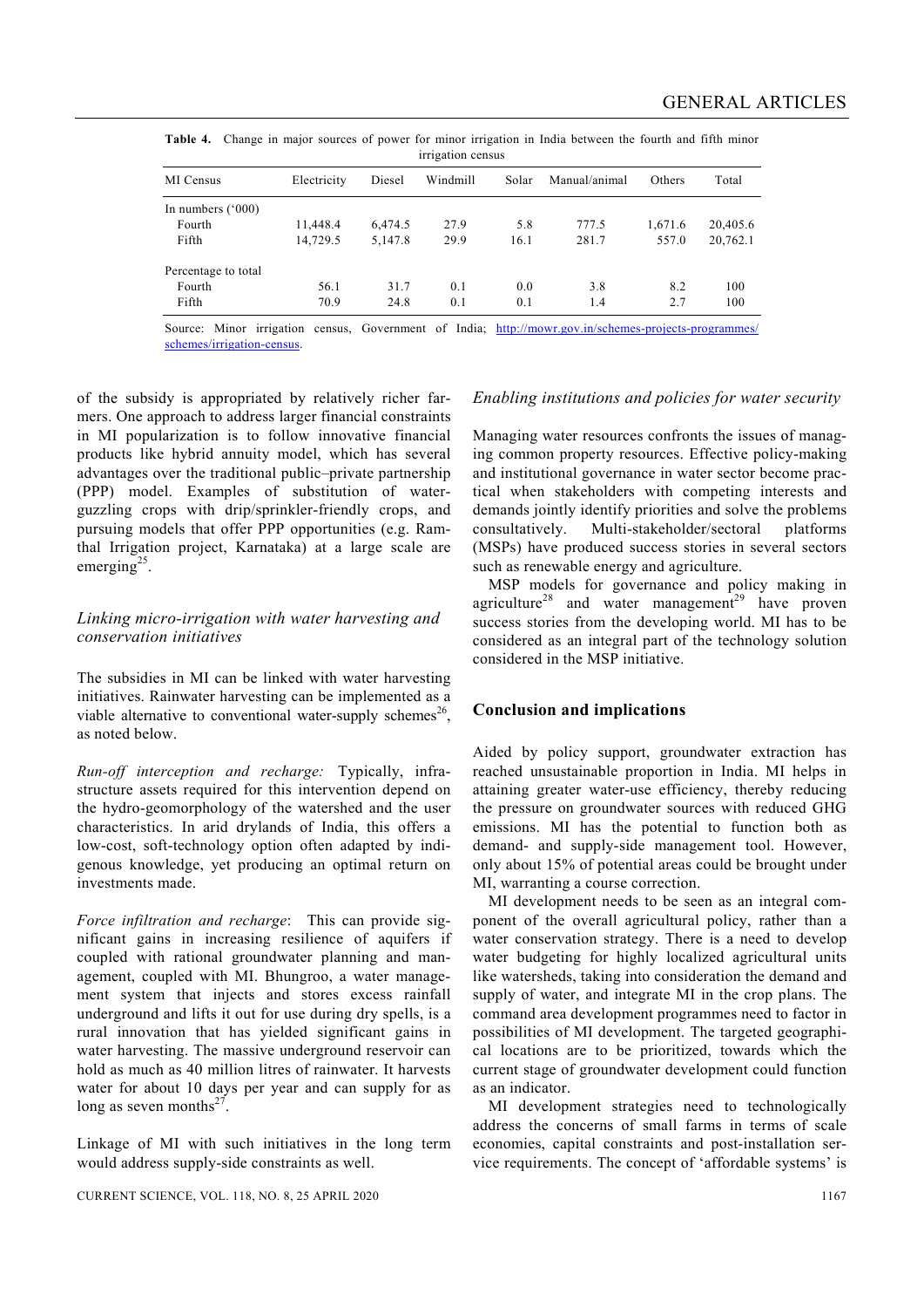**Table 4.** Change in major sources of power for minor irrigation in India between the fourth and fifth minor irrigation census

| MI Census | Electricity | Diesel | Windmill | Solar | Manual/animal | Others | Total |
|---|---|---|---|---|---|---|---|
| In numbers ('000) | | | | | | | |
| Fourth | 11,448.4 | 6,474.5 | 27.9 | 5.8 | 777.5 | 1,671.6 | 20,405.6 |
| Fifth | 14,729.5 | 5,147.8 | 29.9 | 16.1 | 281.7 | 557.0 | 20,762.1 |
| Percentage to total | | | | | | | |
| Fourth | 56.1 | 31.7 | 0.1 | 0.0 | 3.8 | 8.2 | 100 |
| Fifth | 70.9 | 24.8 | 0.1 | 0.1 | 1.4 | 2.7 | 100 |

Source: Minor irrigation census, Government of India; http://mowr.gov.in/schemes-projects-programmes/schemes/irrigation-census.

of the subsidy is appropriated by relatively richer farmers. One approach to address larger financial constraints in MI popularization is to follow innovative financial products like hybrid annuity model, which has several advantages over the traditional public–private partnership (PPP) model. Examples of substitution of water-guzzling crops with drip/sprinkler-friendly crops, and pursuing models that offer PPP opportunities (e.g. Ramthal Irrigation project, Karnataka) at a large scale are emerging[25].

### *Linking micro-irrigation with water harvesting and conservation initiatives*

The subsidies in MI can be linked with water harvesting initiatives. Rainwater harvesting can be implemented as a viable alternative to conventional water-supply schemes[26], as noted below.

*Run-off interception and recharge:* Typically, infrastructure assets required for this intervention depend on the hydro-geomorphology of the watershed and the user characteristics. In arid drylands of India, this offers a low-cost, soft-technology option often adapted by indigenous knowledge, yet producing an optimal return on investments made.

*Force infiltration and recharge*: This can provide significant gains in increasing resilience of aquifers if coupled with rational groundwater planning and management, coupled with MI. Bhungroo, a water management system that injects and stores excess rainfall underground and lifts it out for use during dry spells, is a rural innovation that has yielded significant gains in water harvesting. The massive underground reservoir can hold as much as 40 million litres of rainwater. It harvests water for about 10 days per year and can supply for as long as seven months[27].

Linkage of MI with such initiatives in the long term would address supply-side constraints as well.

### *Enabling institutions and policies for water security*

Managing water resources confronts the issues of managing common property resources. Effective policy-making and institutional governance in water sector become practical when stakeholders with competing interests and demands jointly identify priorities and solve the problems consultatively. Multi-stakeholder/sectoral platforms (MSPs) have produced success stories in several sectors such as renewable energy and agriculture.

MSP models for governance and policy making in agriculture[28] and water management[29] have proven success stories from the developing world. MI has to be considered as an integral part of the technology solution considered in the MSP initiative.

## Conclusion and implications

Aided by policy support, groundwater extraction has reached unsustainable proportion in India. MI helps in attaining greater water-use efficiency, thereby reducing the pressure on groundwater sources with reduced GHG emissions. MI has the potential to function both as demand- and supply-side management tool. However, only about 15% of potential areas could be brought under MI, warranting a course correction.

MI development needs to be seen as an integral component of the overall agricultural policy, rather than a water conservation strategy. There is a need to develop water budgeting for highly localized agricultural units like watersheds, taking into consideration the demand and supply of water, and integrate MI in the crop plans. The command area development programmes need to factor in possibilities of MI development. The targeted geographical locations are to be prioritized, towards which the current stage of groundwater development could function as an indicator.

MI development strategies need to technologically address the concerns of small farms in terms of scale economies, capital constraints and post-installation service requirements. The concept of 'affordable systems' is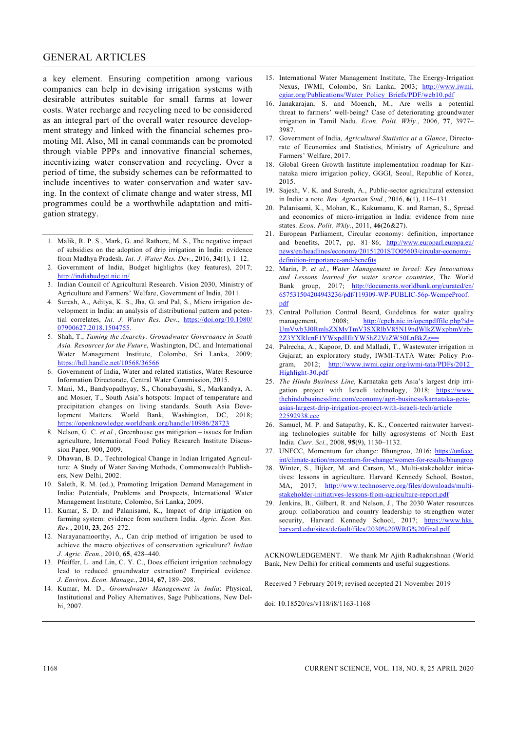a key element. Ensuring competition among various companies can help in devising irrigation systems with desirable attributes suitable for small farms at lower costs. Water recharge and recycling need to be considered as an integral part of the overall water resource development strategy and linked with the financial schemes promoting MI. Also, MI in canal commands can be promoted through viable PPPs and innovative financial schemes, incentivizing water conservation and recycling. Over a period of time, the subsidy schemes can be reformatted to include incentives to water conservation and water saving. In the context of climate change and water stress, MI programmes could be a worthwhile adaptation and mitigation strategy.

1. Malik, R. P. S., Mark, G. and Rathore, M. S., The negative impact of subsidies on the adoption of drip irrigation in India: evidence from Madhya Pradesh. *Int. J. Water Res. Dev.*, 2016, **34**(1), 1–12.
2. Government of India, Budget highlights (key features), 2017; http://indiabudget.nic.in/
3. Indian Council of Agricultural Research. Vision 2030, Ministry of Agriculture and Farmers' Welfare, Government of India, 2011.
4. Suresh, A., Aditya, K. S., Jha, G. and Pal, S., Micro irrigation development in India: an analysis of distributional pattern and potential correlates, *Int. J. Water Res. Dev.*, https://doi.org/10.1080/07900627.2018.1504755.
5. Shah, T., *Taming the Anarchy: Groundwater Governance in South Asia. Resources for the Future*, Washington, DC, and International Water Management Institute, Colombo, Sri Lanka, 2009; https://hdl.handle.net/10568/36566
6. Government of India, Water and related statistics, Water Resource Information Directorate, Central Water Commission, 2015.
7. Mani, M., Bandyopadhyay, S., Chonabayashi, S., Markandya, A. and Mosier, T., South Asia's hotspots: Impact of temperature and precipitation changes on living standards. South Asia Development Matters. World Bank, Washington, DC, 2018; https://openknowledge.worldbank.org/handle/10986/28723
8. Nelson, G. C. *et al.*, Greenhouse gas mitigation – issues for Indian agriculture, International Food Policy Research Institute Discussion Paper, 900, 2009.
9. Dhawan, B. D., Technological Change in Indian Irrigated Agriculture: A Study of Water Saving Methods, Commonwealth Publishers, New Delhi, 2002.
10. Saleth, R. M. (ed.), Promoting Irrigation Demand Management in India: Potentials, Problems and Prospects, International Water Management Institute, Colombo, Sri Lanka, 2009.
11. Kumar, S. D. and Palanisami, K., Impact of drip irrigation on farming system: evidence from southern India. *Agric. Econ. Res. Rev.*, 2010, **23**, 265–272.
12. Narayanamoorthy, A., Can drip method of irrigation be used to achieve the macro objectives of conservation agriculture? *Indian J. Agric. Econ.*, 2010, **65**, 428–440.
13. Pfeiffer, L. and Lin, C. Y. C., Does efficient irrigation technology lead to reduced groundwater extraction? Empirical evidence. *J. Environ. Econ. Manage.*, 2014, **67**, 189–208.
14. Kumar, M. D., *Groundwater Management in India*: Physical, Institutional and Policy Alternatives, Sage Publications, New Delhi, 2007.
15. International Water Management Institute, The Energy-Irrigation Nexus, IWMI, Colombo, Sri Lanka, 2003; http://www.iwmi.cgiar.org/Publications/Water_Policy_Briefs/PDF/web10.pdf
16. Janakarajan, S. and Moench, M., Are wells a potential threat to farmers' well-being? Case of deteriorating groundwater irrigation in Tamil Nadu. *Econ. Polit. Wkly.*, 2006, **77**, 3977–3987.
17. Government of India, *Agricultural Statistics at a Glance*, Directorate of Economics and Statistics, Ministry of Agriculture and Farmers' Welfare, 2017.
18. Global Green Growth Institute implementation roadmap for Karnataka micro irrigation policy, GGGI, Seoul, Republic of Korea, 2015.
19. Sajesh, V. K. and Suresh, A., Public-sector agricultural extension in India: a note. *Rev. Agrarian Stud*., 2016, **6**(1), 116–131.
20. Palanisami, K., Mohan, K., Kakumanu, K. R. and Raman, S., Spread and economics of micro-irrigation in India: evidence from nine states. *Econ. Polit. Wkly.*, 2011, **46**(26&27).
21. European Parliament, Circular economy: definition, importance and benefits, 2017, pp. 81–86; http://www.europarl.europa.eu/news/en/headlines/economy/20151201STO05603/circular-economy-definition-importance-and-benefits
22. Marin, P. *et al.*, *Water Management in Israel: Key Innovations and Lessons learned for water scarce countries*, The World Bank group, 2017; http://documents.worldbank.org/curated/en/657531504204943236/pdf/119309-WP-PUBLIC-56p-WcmpeProof.pdf
23. Central Pollution Control Board, Guidelines for water quality management, 2008; http://cpcb.nic.in/openpdffile.php?id=UmVwb3J0RmlsZXMvTmV3SXRlbV85N19ndWlkZWxpbmVzb-2Z3YXRlcnF1YWxpdHltYW5hZ2VtZW50LnBkZg==
24. Palrecha, A., Kapoor, D. and Malladi, T., Wastewater irrigation in Gujarat; an exploratory study, IWMI-TATA Water Policy Program, 2012; http://www.iwmi.cgiar.org/iwmi-tata/PDFs/2012_Highlight-30.pdf
25. *The Hindu Business Line*, Karnataka gets Asia's largest drip irrigation project with Israeli technology, 2018; https://www.thehindubusinessline.com/economy/agri-business/karnataka-gets-asias-largest-drip-irrigation-project-with-israeli-tech/article22592938.ece
26. Samuel, M. P. and Satapathy, K. K., Concerted rainwater harvesting technologies suitable for hilly agrosystems of North East India. *Curr. Sci.*, 2008, **95**(9), 1130–1132.
27. UNFCC, Momentum for change: Bhungroo, 2016; https://unfccc.int/climate-action/momentum-for-change/women-for-results/bhungroo
28. Winter, S., Bijker, M. and Carson, M., Multi-stakeholder initiatives: lessons in agriculture. Harvard Kennedy School, Boston, MA, 2017; http://www.technoserve.org/files/downloads/multi-stakeholder-initiatives-lessons-from-agriculture-report.pdf
29. Jenkins, B., Gilbert, R. and Nelson, J., The 2030 Water resources group: collaboration and country leadership to strengthen water security, Harvard Kennedy School, 2017; https://www.hks.harvard.edu/sites/default/files/2030%20WRG%20final.pdf

ACKNOWLEDGEMENT. We thank Mr Ajith Radhakrishnan (World Bank, New Delhi) for critical comments and useful suggestions.

Received 7 February 2019; revised accepted 21 November 2019

doi: 10.18520/cs/v118/i8/1163-1168